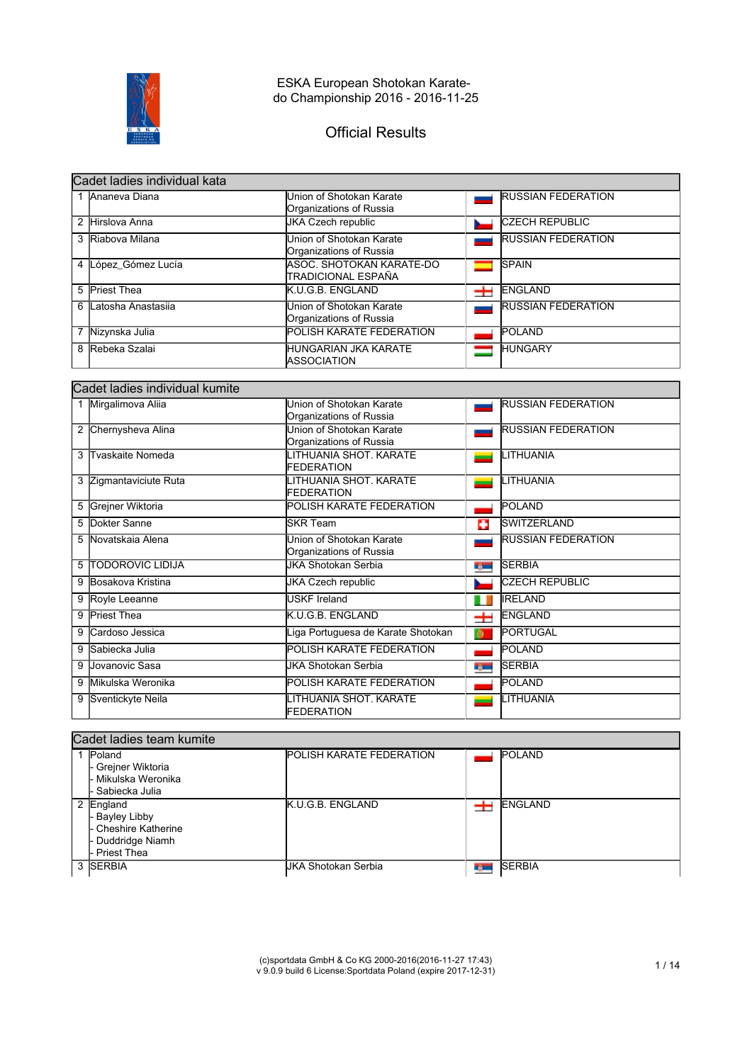# ESKA European Shotokan Karate-do Championship 2016 - 2016-11-25

## Official Results

| Cadet ladies individual kata | | | | |
|---|---|---|---|---|
| 1 | Ananeva Diana | Union of Shotokan Karate Organizations of Russia | | RUSSIAN FEDERATION |
| 2 | Hirslova Anna | JKA Czech republic | | CZECH REPUBLIC |
| 3 | Riabova Milana | Union of Shotokan Karate Organizations of Russia | | RUSSIAN FEDERATION |
| 4 | López_Gómez Lucía | ASOC. SHOTOKAN KARATE-DO TRADICIONAL ESPAÑA | | SPAIN |
| 5 | Priest Thea | K.U.G.B. ENGLAND | | ENGLAND |
| 6 | Latosha Anastasiia | Union of Shotokan Karate Organizations of Russia | | RUSSIAN FEDERATION |
| 7 | Nizynska Julia | POLISH KARATE FEDERATION | | POLAND |
| 8 | Rebeka Szalai | HUNGARIAN JKA KARATE ASSOCIATION | | HUNGARY |

| Cadet ladies individual kumite | | | | |
|---|---|---|---|---|
| 1 | Mirgalimova Aliia | Union of Shotokan Karate Organizations of Russia | | RUSSIAN FEDERATION |
| 2 | Chernysheva Alina | Union of Shotokan Karate Organizations of Russia | | RUSSIAN FEDERATION |
| 3 | Tvaskaite Nomeda | LITHUANIA SHOT. KARATE FEDERATION | | LITHUANIA |
| 3 | Zigmantaviciute Ruta | LITHUANIA SHOT. KARATE FEDERATION | | LITHUANIA |
| 5 | Grejner Wiktoria | POLISH KARATE FEDERATION | | POLAND |
| 5 | Dokter Sanne | SKR Team | | SWITZERLAND |
| 5 | Novatskaia Alena | Union of Shotokan Karate Organizations of Russia | | RUSSIAN FEDERATION |
| 5 | TODOROVIC LIDIJA | JKA Shotokan Serbia | | SERBIA |
| 9 | Bosakova Kristina | JKA Czech republic | | CZECH REPUBLIC |
| 9 | Royle Leeanne | USKF Ireland | | IRELAND |
| 9 | Priest Thea | K.U.G.B. ENGLAND | | ENGLAND |
| 9 | Cardoso Jessica | Liga Portuguesa de Karate Shotokan | | PORTUGAL |
| 9 | Sabiecka Julia | POLISH KARATE FEDERATION | | POLAND |
| 9 | Jovanovic Sasa | JKA Shotokan Serbia | | SERBIA |
| 9 | Mikulska Weronika | POLISH KARATE FEDERATION | | POLAND |
| 9 | Sventickyte Neila | LITHUANIA SHOT. KARATE FEDERATION | | LITHUANIA |

| Cadet ladies team kumite | | | | |
|---|---|---|---|---|
| 1 | Poland<br>- Grejner Wiktoria<br>- Mikulska Weronika<br>- Sabiecka Julia | POLISH KARATE FEDERATION | | POLAND |
| 2 | England<br>- Bayley Libby<br>- Cheshire Katherine<br>- Duddridge Niamh<br>- Priest Thea | K.U.G.B. ENGLAND | | ENGLAND |
| 3 | SERBIA | JKA Shotokan Serbia | | SERBIA |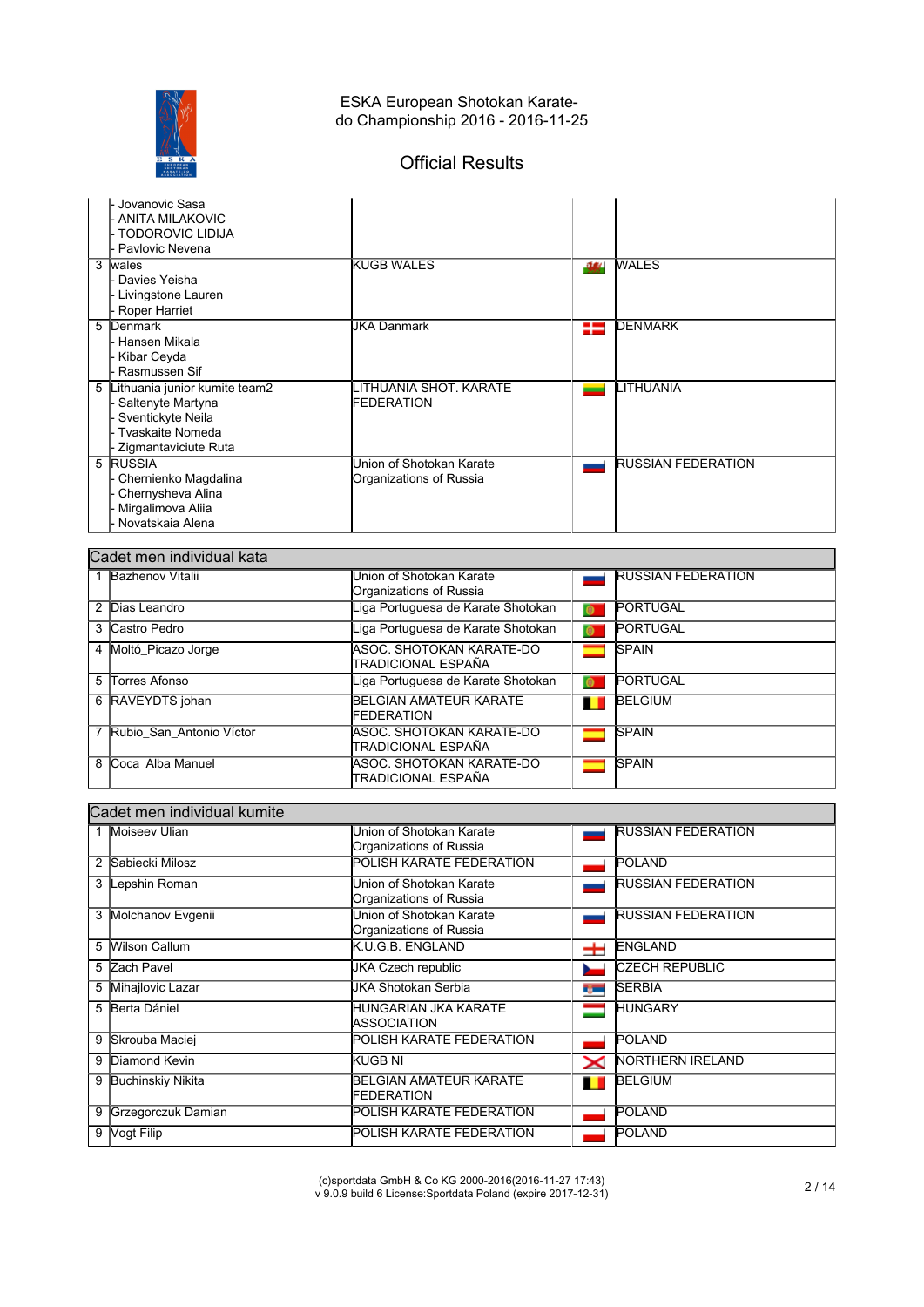# ESKA European Shotokan Karate-do Championship 2016 - 2016-11-25

## Official Results

| | Name | Club | Country |
|---|---|---|---|
| | - Jovanovic Sasa<br>- ANITA MILAKOVIC<br>- TODOROVIC LIDIJA<br>- Pavlovic Nevena | | |
| 3 | wales<br>- Davies Yeisha<br>- Livingstone Lauren<br>- Roper Harriet | KUGB WALES | WALES |
| 5 | Denmark<br>- Hansen Mikala<br>- Kibar Ceyda<br>- Rasmussen Sif | JKA Danmark | DENMARK |
| 5 | Lithuania junior kumite team2<br>- Saltenyte Martyna<br>- Sventickyte Neila<br>- Tvaskaite Nomeda<br>- Zigmantaviciute Ruta | LITHUANIA SHOT. KARATE FEDERATION | LITHUANIA |
| 5 | RUSSIA<br>- Chernienko Magdalina<br>- Chernysheva Alina<br>- Mirgalimova Aliia<br>- Novatskaia Alena | Union of Shotokan Karate Organizations of Russia | RUSSIAN FEDERATION |

## Cadet men individual kata

| | Name | Club | Country |
|---|---|---|---|
| 1 | Bazhenov Vitalii | Union of Shotokan Karate Organizations of Russia | RUSSIAN FEDERATION |
| 2 | Dias Leandro | Liga Portuguesa de Karate Shotokan | PORTUGAL |
| 3 | Castro Pedro | Liga Portuguesa de Karate Shotokan | PORTUGAL |
| 4 | Moltó_Picazo Jorge | ASOC. SHOTOKAN KARATE-DO TRADICIONAL ESPAÑA | SPAIN |
| 5 | Torres Afonso | Liga Portuguesa de Karate Shotokan | PORTUGAL |
| 6 | RAVEYDTS johan | BELGIAN AMATEUR KARATE FEDERATION | BELGIUM |
| 7 | Rubio_San_Antonio Víctor | ASOC. SHOTOKAN KARATE-DO TRADICIONAL ESPAÑA | SPAIN |
| 8 | Coca_Alba Manuel | ASOC. SHOTOKAN KARATE-DO TRADICIONAL ESPAÑA | SPAIN |

## Cadet men individual kumite

| | Name | Club | Country |
|---|---|---|---|
| 1 | Moiseev Ulian | Union of Shotokan Karate Organizations of Russia | RUSSIAN FEDERATION |
| 2 | Sabiecki Milosz | POLISH KARATE FEDERATION | POLAND |
| 3 | Lepshin Roman | Union of Shotokan Karate Organizations of Russia | RUSSIAN FEDERATION |
| 3 | Molchanov Evgenii | Union of Shotokan Karate Organizations of Russia | RUSSIAN FEDERATION |
| 5 | Wilson Callum | K.U.G.B. ENGLAND | ENGLAND |
| 5 | Zach Pavel | JKA Czech republic | CZECH REPUBLIC |
| 5 | Mihajlovic Lazar | JKA Shotokan Serbia | SERBIA |
| 5 | Berta Dániel | HUNGARIAN JKA KARATE ASSOCIATION | HUNGARY |
| 9 | Skrouba Maciej | POLISH KARATE FEDERATION | POLAND |
| 9 | Diamond Kevin | KUGB NI | NORTHERN IRELAND |
| 9 | Buchinskiy Nikita | BELGIAN AMATEUR KARATE FEDERATION | BELGIUM |
| 9 | Grzegorczuk Damian | POLISH KARATE FEDERATION | POLAND |
| 9 | Vogt Filip | POLISH KARATE FEDERATION | POLAND |

(c)sportdata GmbH & Co KG 2000-2016(2016-11-27 17:43)
v 9.0.9 build 6 License:Sportdata Poland (expire 2017-12-31)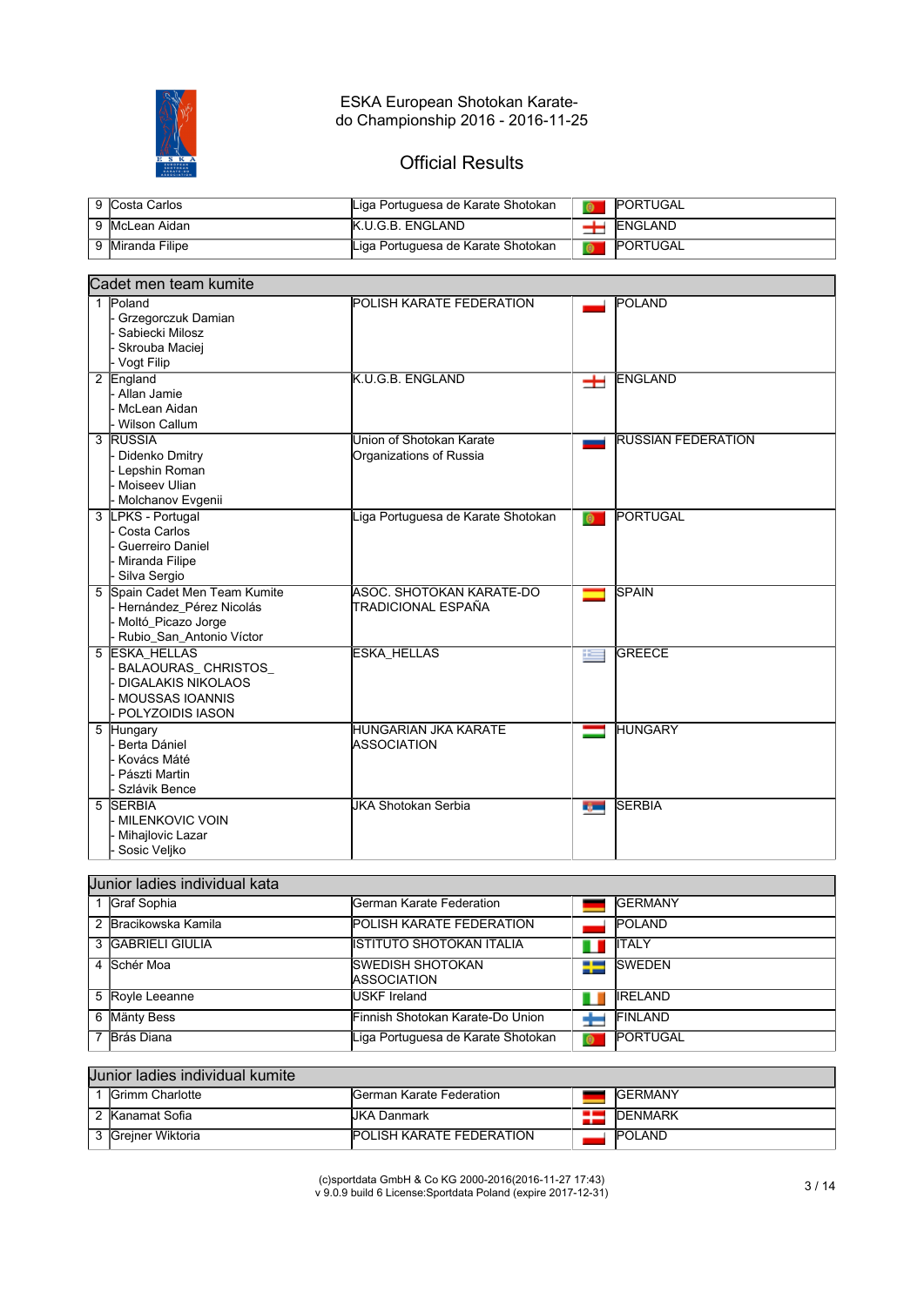ESKA European Shotokan Karate-do Championship 2016 - 2016-11-25

## Official Results

| | | | |
|---|---|---|---|
| 9 | Costa Carlos | Liga Portuguesa de Karate Shotokan | PORTUGAL |
| 9 | McLean Aidan | K.U.G.B. ENGLAND | ENGLAND |
| 9 | Miranda Filipe | Liga Portuguesa de Karate Shotokan | PORTUGAL |

### Cadet men team kumite

| | | | |
|---|---|---|---|
| 1 | Poland<br>- Grzegorczuk Damian<br>- Sabiecki Milosz<br>- Skrouba Maciej<br>- Vogt Filip | POLISH KARATE FEDERATION | POLAND |
| 2 | England<br>- Allan Jamie<br>- McLean Aidan<br>- Wilson Callum | K.U.G.B. ENGLAND | ENGLAND |
| 3 | RUSSIA<br>- Didenko Dmitry<br>- Lepshin Roman<br>- Moiseev Ulian<br>- Molchanov Evgenii | Union of Shotokan Karate Organizations of Russia | RUSSIAN FEDERATION |
| 3 | LPKS - Portugal<br>- Costa Carlos<br>- Guerreiro Daniel<br>- Miranda Filipe<br>- Silva Sergio | Liga Portuguesa de Karate Shotokan | PORTUGAL |
| 5 | Spain Cadet Men Team Kumite<br>- Hernández_Pérez Nicolás<br>- Moltó_Picazo Jorge<br>- Rubio_San_Antonio Víctor | ASOC. SHOTOKAN KARATE-DO TRADICIONAL ESPAÑA | SPAIN |
| 5 | ESKA_HELLAS<br>- BALAOURAS_ CHRISTOS_<br>- DIGALAKIS NIKOLAOS<br>- MOUSSAS IOANNIS<br>- POLYZOIDIS IASON | ESKA_HELLAS | GREECE |
| 5 | Hungary<br>- Berta Dániel<br>- Kovács Máté<br>- Pászti Martin<br>- Szlávik Bence | HUNGARIAN JKA KARATE ASSOCIATION | HUNGARY |
| 5 | SERBIA<br>- MILENKOVIC VOIN<br>- Mihajlovic Lazar<br>- Sosic Veljko | JKA Shotokan Serbia | SERBIA |

### Junior ladies individual kata

| | | | |
|---|---|---|---|
| 1 | Graf Sophia | German Karate Federation | GERMANY |
| 2 | Bracikowska Kamila | POLISH KARATE FEDERATION | POLAND |
| 3 | GABRIELI GIULIA | ISTITUTO SHOTOKAN ITALIA | ITALY |
| 4 | Schér Moa | SWEDISH SHOTOKAN ASSOCIATION | SWEDEN |
| 5 | Royle Leeanne | USKF Ireland | IRELAND |
| 6 | Mänty Bess | Finnish Shotokan Karate-Do Union | FINLAND |
| 7 | Brás Diana | Liga Portuguesa de Karate Shotokan | PORTUGAL |

### Junior ladies individual kumite

| | | | |
|---|---|---|---|
| 1 | Grimm Charlotte | German Karate Federation | GERMANY |
| 2 | Kanamat Sofia | JKA Danmark | DENMARK |
| 3 | Grejner Wiktoria | POLISH KARATE FEDERATION | POLAND |

(c)sportdata GmbH & Co KG 2000-2016(2016-11-27 17:43)
v 9.0.9 build 6 License:Sportdata Poland (expire 2017-12-31)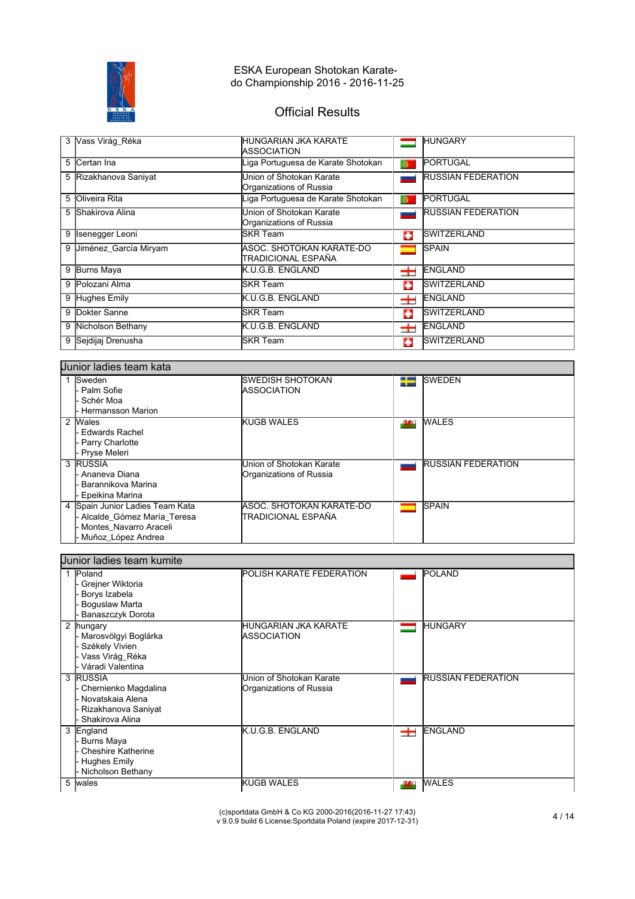# ESKA European Shotokan Karate-do Championship 2016 - 2016-11-25

## Official Results

| | | | |
|---|---|---|---|
| 3 | Vass Virág_Réka | HUNGARIAN JKA KARATE ASSOCIATION | HUNGARY |
| 5 | Certan Ina | Liga Portuguesa de Karate Shotokan | PORTUGAL |
| 5 | Rizakhanova Saniyat | Union of Shotokan Karate Organizations of Russia | RUSSIAN FEDERATION |
| 5 | Oliveira Rita | Liga Portuguesa de Karate Shotokan | PORTUGAL |
| 5 | Shakirova Alina | Union of Shotokan Karate Organizations of Russia | RUSSIAN FEDERATION |
| 9 | Isenegger Leoni | SKR Team | SWITZERLAND |
| 9 | Jiménez_García Miryam | ASOC. SHOTOKAN KARATE-DO TRADICIONAL ESPAÑA | SPAIN |
| 9 | Burns Maya | K.U.G.B. ENGLAND | ENGLAND |
| 9 | Polozani Alma | SKR Team | SWITZERLAND |
| 9 | Hughes Emily | K.U.G.B. ENGLAND | ENGLAND |
| 9 | Dokter Sanne | SKR Team | SWITZERLAND |
| 9 | Nicholson Bethany | K.U.G.B. ENGLAND | ENGLAND |
| 9 | Sejdijaj Drenusha | SKR Team | SWITZERLAND |

### Junior ladies team kata

| | | | |
|---|---|---|---|
| 1 | Sweden<br>- Palm Sofie<br>- Schér Moa<br>- Hermansson Marion | SWEDISH SHOTOKAN ASSOCIATION | SWEDEN |
| 2 | Wales<br>- Edwards Rachel<br>- Parry Charlotte<br>- Pryse Meleri | KUGB WALES | WALES |
| 3 | RUSSIA<br>- Ananeva Diana<br>- Barannikova Marina<br>- Epeikina Marina | Union of Shotokan Karate Organizations of Russia | RUSSIAN FEDERATION |
| 4 | Spain Junior Ladies Team Kata<br>- Alcalde_Gómez María_Teresa<br>- Montes_Navarro Araceli<br>- Muñoz_López Andrea | ASOC. SHOTOKAN KARATE-DO TRADICIONAL ESPAÑA | SPAIN |

### Junior ladies team kumite

| | | | |
|---|---|---|---|
| 1 | Poland<br>- Grejner Wiktoria<br>- Borys Izabela<br>- Boguslaw Marta<br>- Banaszczyk Dorota | POLISH KARATE FEDERATION | POLAND |
| 2 | hungary<br>- Marosvölgyi Boglárka<br>- Székely Vivien<br>- Vass Virág_Réka<br>- Váradi Valentina | HUNGARIAN JKA KARATE ASSOCIATION | HUNGARY |
| 3 | RUSSIA<br>- Chernienko Magdalina<br>- Novatskaia Alena<br>- Rizakhanova Saniyat<br>- Shakirova Alina | Union of Shotokan Karate Organizations of Russia | RUSSIAN FEDERATION |
| 3 | England<br>- Burns Maya<br>- Cheshire Katherine<br>- Hughes Emily<br>- Nicholson Bethany | K.U.G.B. ENGLAND | ENGLAND |
| 5 | wales | KUGB WALES | WALES |

(c)sportdata GmbH & Co KG 2000-2016(2016-11-27 17:43)
v 9.0.9 build 6 License:Sportdata Poland (expire 2017-12-31)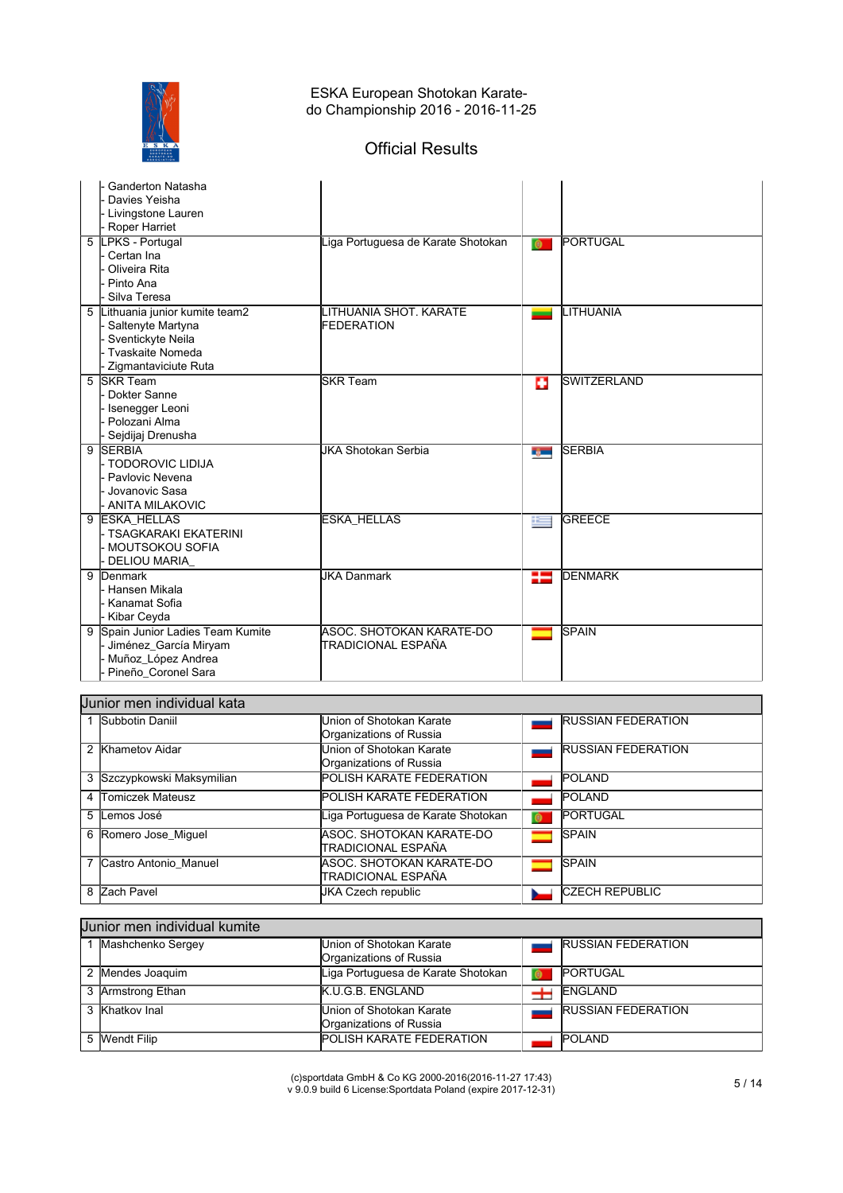ESKA European Shotokan Karate-do Championship 2016 - 2016-11-25

## Official Results

| Rank | Team | Club | | Country |
|---|---|---|---|---|
| | - Ganderton Natasha<br>- Davies Yeisha<br>- Livingstone Lauren<br>- Roper Harriet | | | |
| 5 | LPKS - Portugal<br>- Certan Ina<br>- Oliveira Rita<br>- Pinto Ana<br>- Silva Teresa | Liga Portuguesa de Karate Shotokan | | PORTUGAL |
| 5 | Lithuania junior kumite team2<br>- Saltenyte Martyna<br>- Sventickyte Neila<br>- Tvaskaite Nomeda<br>- Zigmantaviciute Ruta | LITHUANIA SHOT. KARATE FEDERATION | | LITHUANIA |
| 5 | SKR Team<br>- Dokter Sanne<br>- Isenegger Leoni<br>- Polozani Alma<br>- Sejdijaj Drenusha | SKR Team | | SWITZERLAND |
| 9 | SERBIA<br>- TODOROVIC LIDIJA<br>- Pavlovic Nevena<br>- Jovanovic Sasa<br>- ANITA MILAKOVIC | JKA Shotokan Serbia | | SERBIA |
| 9 | ESKA_HELLAS<br>- TSAGKARAKI EKATERINI<br>- MOUTSOKOU SOFIA<br>- DELIOU MARIA_ | ESKA_HELLAS | | GREECE |
| 9 | Denmark<br>- Hansen Mikala<br>- Kanamat Sofia<br>- Kibar Ceyda | JKA Danmark | | DENMARK |
| 9 | Spain Junior Ladies Team Kumite<br>- Jiménez_García Miryam<br>- Muñoz_López Andrea<br>- Pineño_Coronel Sara | ASOC. SHOTOKAN KARATE-DO TRADICIONAL ESPAÑA | | SPAIN |

### Junior men individual kata

| Rank | Name | Club | | Country |
|---|---|---|---|---|
| 1 | Subbotin Daniil | Union of Shotokan Karate Organizations of Russia | | RUSSIAN FEDERATION |
| 2 | Khametov Aidar | Union of Shotokan Karate Organizations of Russia | | RUSSIAN FEDERATION |
| 3 | Szczypkowski Maksymilian | POLISH KARATE FEDERATION | | POLAND |
| 4 | Tomiczek Mateusz | POLISH KARATE FEDERATION | | POLAND |
| 5 | Lemos José | Liga Portuguesa de Karate Shotokan | | PORTUGAL |
| 6 | Romero Jose_Miguel | ASOC. SHOTOKAN KARATE-DO TRADICIONAL ESPAÑA | | SPAIN |
| 7 | Castro Antonio_Manuel | ASOC. SHOTOKAN KARATE-DO TRADICIONAL ESPAÑA | | SPAIN |
| 8 | Zach Pavel | JKA Czech republic | | CZECH REPUBLIC |

### Junior men individual kumite

| Rank | Name | Club | | Country |
|---|---|---|---|---|
| 1 | Mashchenko Sergey | Union of Shotokan Karate Organizations of Russia | | RUSSIAN FEDERATION |
| 2 | Mendes Joaquim | Liga Portuguesa de Karate Shotokan | | PORTUGAL |
| 3 | Armstrong Ethan | K.U.G.B. ENGLAND | | ENGLAND |
| 3 | Khatkov Inal | Union of Shotokan Karate Organizations of Russia | | RUSSIAN FEDERATION |
| 5 | Wendt Filip | POLISH KARATE FEDERATION | | POLAND |

(c)sportdata GmbH & Co KG 2000-2016(2016-11-27 17:43)
v 9.0.9 build 6 License:Sportdata Poland (expire 2017-12-31)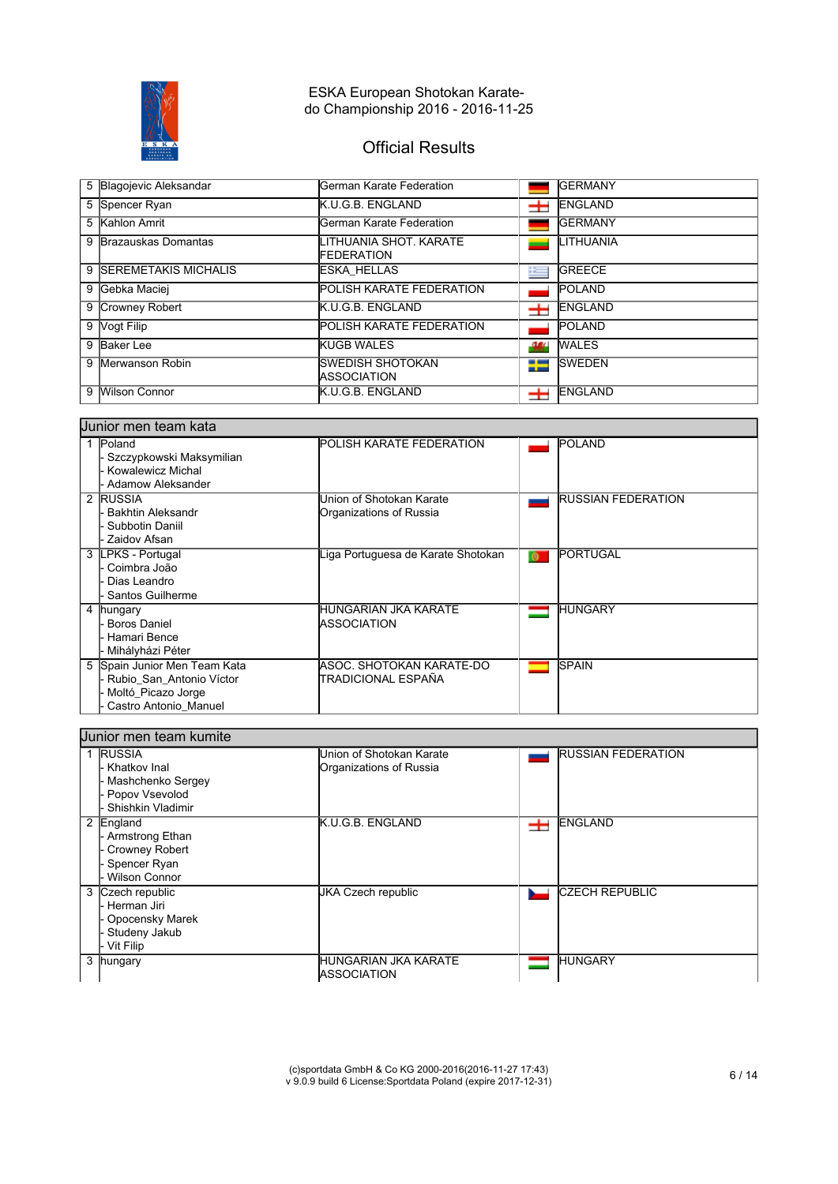ESKA European Shotokan Karate-do Championship 2016 - 2016-11-25

# Official Results

| | | | |
|---|---|---|---|
| 5 | Blagojevic Aleksandar | German Karate Federation | GERMANY |
| 5 | Spencer Ryan | K.U.G.B. ENGLAND | ENGLAND |
| 5 | Kahlon Amrit | German Karate Federation | GERMANY |
| 9 | Brazauskas Domantas | LITHUANIA SHOT. KARATE FEDERATION | LITHUANIA |
| 9 | SEREMETAKIS MICHALIS | ESKA_HELLAS | GREECE |
| 9 | Gebka Maciej | POLISH KARATE FEDERATION | POLAND |
| 9 | Crowney Robert | K.U.G.B. ENGLAND | ENGLAND |
| 9 | Vogt Filip | POLISH KARATE FEDERATION | POLAND |
| 9 | Baker Lee | KUGB WALES | WALES |
| 9 | Merwanson Robin | SWEDISH SHOTOKAN ASSOCIATION | SWEDEN |
| 9 | Wilson Connor | K.U.G.B. ENGLAND | ENGLAND |

## Junior men team kata

| | | | |
|---|---|---|---|
| 1 | Poland<br>- Szczypkowski Maksymilian<br>- Kowalewicz Michal<br>- Adamow Aleksander | POLISH KARATE FEDERATION | POLAND |
| 2 | RUSSIA<br>- Bakhtin Aleksandr<br>- Subbotin Daniil<br>- Zaidov Afsan | Union of Shotokan Karate Organizations of Russia | RUSSIAN FEDERATION |
| 3 | LPKS - Portugal<br>- Coimbra João<br>- Dias Leandro<br>- Santos Guilherme | Liga Portuguesa de Karate Shotokan | PORTUGAL |
| 4 | hungary<br>- Boros Daniel<br>- Hamari Bence<br>- Mihályházi Péter | HUNGARIAN JKA KARATE ASSOCIATION | HUNGARY |
| 5 | Spain Junior Men Team Kata<br>- Rubio_San_Antonio Víctor<br>- Moltó_Picazo Jorge<br>- Castro Antonio_Manuel | ASOC. SHOTOKAN KARATE-DO TRADICIONAL ESPAÑA | SPAIN |

## Junior men team kumite

| | | | |
|---|---|---|---|
| 1 | RUSSIA<br>- Khatkov Inal<br>- Mashchenko Sergey<br>- Popov Vsevolod<br>- Shishkin Vladimir | Union of Shotokan Karate Organizations of Russia | RUSSIAN FEDERATION |
| 2 | England<br>- Armstrong Ethan<br>- Crowney Robert<br>- Spencer Ryan<br>- Wilson Connor | K.U.G.B. ENGLAND | ENGLAND |
| 3 | Czech republic<br>- Herman Jiri<br>- Opocensky Marek<br>- Studeny Jakub<br>- Vit Filip | JKA Czech republic | CZECH REPUBLIC |
| 3 | hungary | HUNGARIAN JKA KARATE ASSOCIATION | HUNGARY |

(c)sportdata GmbH & Co KG 2000-2016(2016-11-27 17:43)
v 9.0.9 build 6 License:Sportdata Poland (expire 2017-12-31)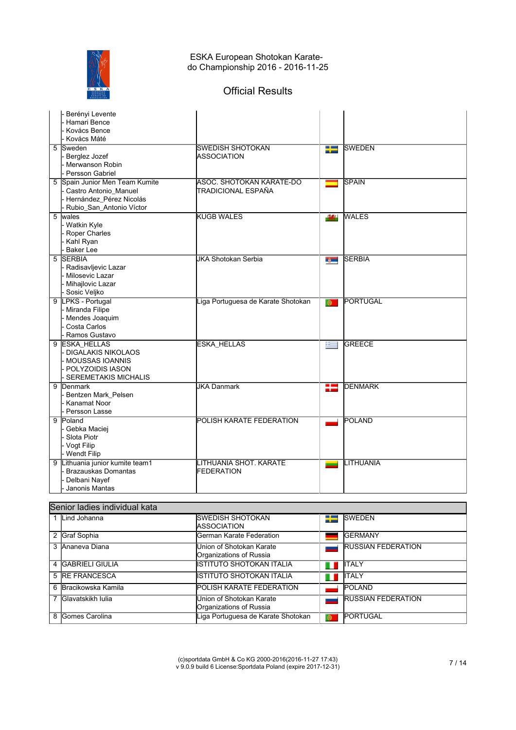ESKA European Shotokan Karate-do Championship 2016 - 2016-11-25

## Official Results

| Place | Name | Organization | Country |
|---|---|---|---|
| | - Berényi Levente<br>- Hamari Bence<br>- Kovács Bence<br>- Kovács Máté | | |
| 5 | Sweden<br>- Berglez Jozef<br>- Merwanson Robin<br>- Persson Gabriel | SWEDISH SHOTOKAN ASSOCIATION | SWEDEN |
| 5 | Spain Junior Men Team Kumite<br>- Castro Antonio_Manuel<br>- Hernández_Pérez Nicolás<br>- Rubio_San_Antonio Víctor | ASOC. SHOTOKAN KARATE-DO TRADICIONAL ESPAÑA | SPAIN |
| 5 | wales<br>- Watkin Kyle<br>- Roper Charles<br>- Kahl Ryan<br>- Baker Lee | KUGB WALES | WALES |
| 5 | SERBIA<br>- Radisavljevic Lazar<br>- Milosevic Lazar<br>- Mihajlovic Lazar<br>- Sosic Veljko | JKA Shotokan Serbia | SERBIA |
| 9 | LPKS - Portugal<br>- Miranda Filipe<br>- Mendes Joaquim<br>- Costa Carlos<br>- Ramos Gustavo | Liga Portuguesa de Karate Shotokan | PORTUGAL |
| 9 | ESKA_HELLAS<br>- DIGALAKIS NIKOLAOS<br>- MOUSSAS IOANNIS<br>- POLYZOIDIS IASON<br>- SEREMETAKIS MICHALIS | ESKA_HELLAS | GREECE |
| 9 | Denmark<br>- Bentzen Mark_Pelsen<br>- Kanamat Noor<br>- Persson Lasse | JKA Danmark | DENMARK |
| 9 | Poland<br>- Gebka Maciej<br>- Slota Piotr<br>- Vogt Filip<br>- Wendt Filip | POLISH KARATE FEDERATION | POLAND |
| 9 | Lithuania junior kumite team1<br>- Brazauskas Domantas<br>- Delbani Nayef<br>- Janonis Mantas | LITHUANIA SHOT. KARATE FEDERATION | LITHUANIA |

### Senior ladies individual kata

| Place | Name | Organization | Country |
|---|---|---|---|
| 1 | Lind Johanna | SWEDISH SHOTOKAN ASSOCIATION | SWEDEN |
| 2 | Graf Sophia | German Karate Federation | GERMANY |
| 3 | Ananeva Diana | Union of Shotokan Karate Organizations of Russia | RUSSIAN FEDERATION |
| 4 | GABRIELI GIULIA | ISTITUTO SHOTOKAN ITALIA | ITALY |
| 5 | RE FRANCESCA | ISTITUTO SHOTOKAN ITALIA | ITALY |
| 6 | Bracikowska Kamila | POLISH KARATE FEDERATION | POLAND |
| 7 | Glavatskikh Iulia | Union of Shotokan Karate Organizations of Russia | RUSSIAN FEDERATION |
| 8 | Gomes Carolina | Liga Portuguesa de Karate Shotokan | PORTUGAL |

(c)sportdata GmbH & Co KG 2000-2016(2016-11-27 17:43)
v 9.0.9 build 6 License:Sportdata Poland (expire 2017-12-31)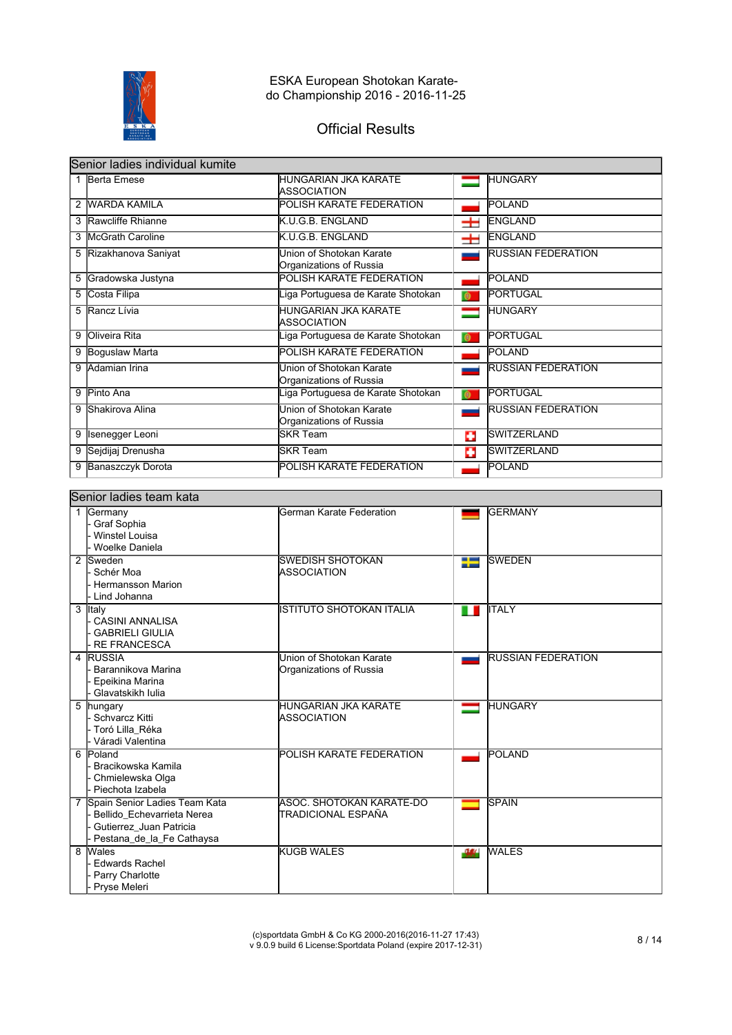ESKA European Shotokan Karate-do Championship 2016 - 2016-11-25

# Official Results

## Senior ladies individual kumite

| | | | |
|---|---|---|---|
| 1 | Berta Emese | HUNGARIAN JKA KARATE ASSOCIATION | HUNGARY |
| 2 | WARDA KAMILA | POLISH KARATE FEDERATION | POLAND |
| 3 | Rawcliffe Rhianne | K.U.G.B. ENGLAND | ENGLAND |
| 3 | McGrath Caroline | K.U.G.B. ENGLAND | ENGLAND |
| 5 | Rizakhanova Saniyat | Union of Shotokan Karate Organizations of Russia | RUSSIAN FEDERATION |
| 5 | Gradowska Justyna | POLISH KARATE FEDERATION | POLAND |
| 5 | Costa Filipa | Liga Portuguesa de Karate Shotokan | PORTUGAL |
| 5 | Rancz Lívia | HUNGARIAN JKA KARATE ASSOCIATION | HUNGARY |
| 9 | Oliveira Rita | Liga Portuguesa de Karate Shotokan | PORTUGAL |
| 9 | Boguslaw Marta | POLISH KARATE FEDERATION | POLAND |
| 9 | Adamian Irina | Union of Shotokan Karate Organizations of Russia | RUSSIAN FEDERATION |
| 9 | Pinto Ana | Liga Portuguesa de Karate Shotokan | PORTUGAL |
| 9 | Shakirova Alina | Union of Shotokan Karate Organizations of Russia | RUSSIAN FEDERATION |
| 9 | Isenegger Leoni | SKR Team | SWITZERLAND |
| 9 | Sejdijaj Drenusha | SKR Team | SWITZERLAND |
| 9 | Banaszczyk Dorota | POLISH KARATE FEDERATION | POLAND |

## Senior ladies team kata

| | | | |
|---|---|---|---|
| 1 | Germany<br>- Graf Sophia<br>- Winstel Louisa<br>- Woelke Daniela | German Karate Federation | GERMANY |
| 2 | Sweden<br>- Schér Moa<br>- Hermansson Marion<br>- Lind Johanna | SWEDISH SHOTOKAN ASSOCIATION | SWEDEN |
| 3 | Italy<br>- CASINI ANNALISA<br>- GABRIELI GIULIA<br>- RE FRANCESCA | ISTITUTO SHOTOKAN ITALIA | ITALY |
| 4 | RUSSIA<br>- Barannikova Marina<br>- Epeikina Marina<br>- Glavatskikh Iulia | Union of Shotokan Karate Organizations of Russia | RUSSIAN FEDERATION |
| 5 | hungary<br>- Schvarcz Kitti<br>- Toró Lilla_Réka<br>- Váradi Valentina | HUNGARIAN JKA KARATE ASSOCIATION | HUNGARY |
| 6 | Poland<br>- Bracikowska Kamila<br>- Chmielewska Olga<br>- Piechota Izabela | POLISH KARATE FEDERATION | POLAND |
| 7 | Spain Senior Ladies Team Kata<br>- Bellido_Echevarrieta Nerea<br>- Gutierrez_Juan Patricia<br>- Pestana_de_la_Fe Cathaysa | ASOC. SHOTOKAN KARATE-DO TRADICIONAL ESPAÑA | SPAIN |
| 8 | Wales<br>- Edwards Rachel<br>- Parry Charlotte<br>- Pryse Meleri | KUGB WALES | WALES |

(c)sportdata GmbH & Co KG 2000-2016(2016-11-27 17:43)
v 9.0.9 build 6 License:Sportdata Poland (expire 2017-12-31)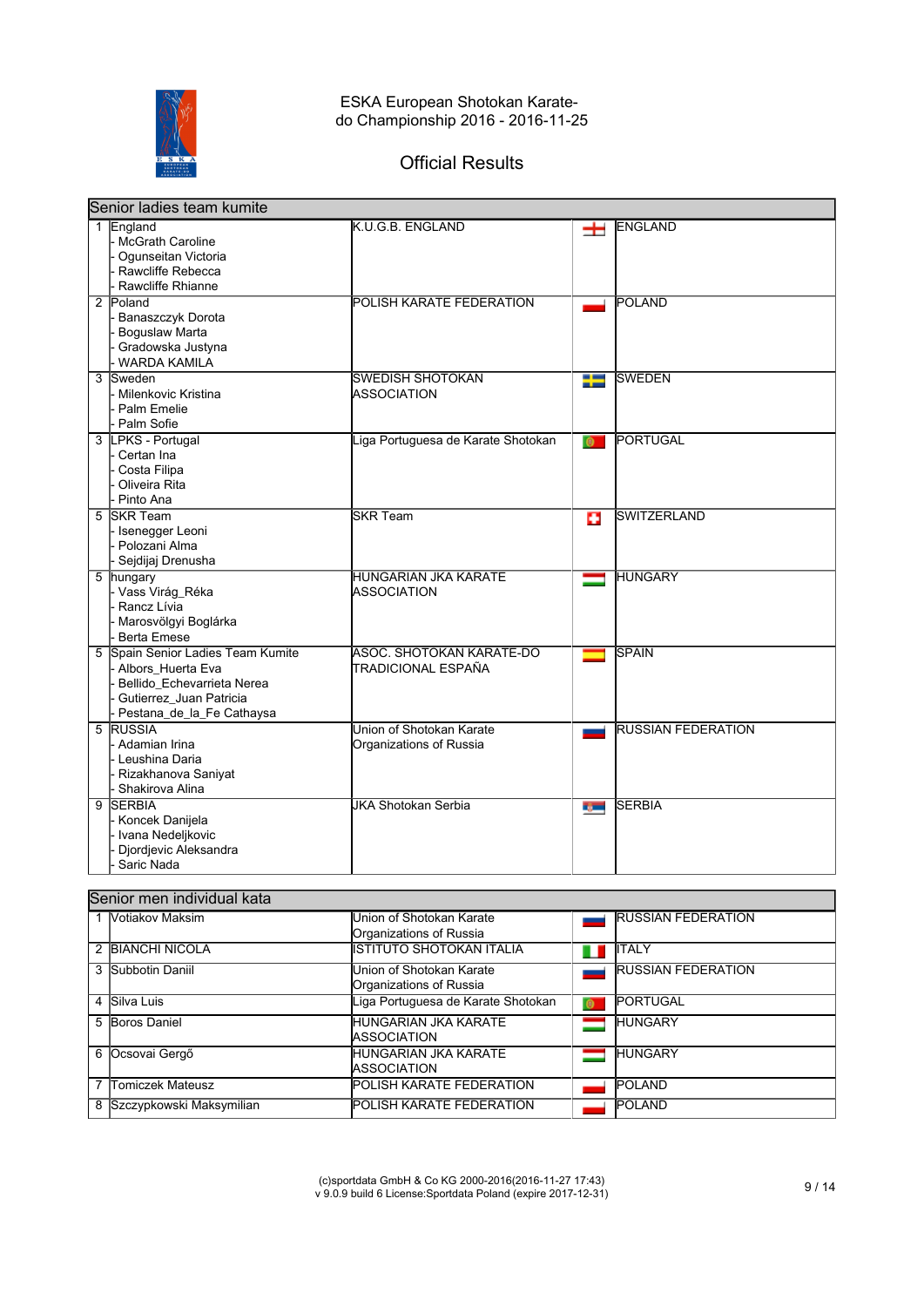# ESKA European Shotokan Karate-do Championship 2016 - 2016-11-25

## Official Results

### Senior ladies team kumite

| Place | Team | Club | Country |
|---|---|---|---|
| 1 | England<br>- McGrath Caroline<br>- Ogunseitan Victoria<br>- Rawcliffe Rebecca<br>- Rawcliffe Rhianne | K.U.G.B. ENGLAND | ENGLAND |
| 2 | Poland<br>- Banaszczyk Dorota<br>- Boguslaw Marta<br>- Gradowska Justyna<br>- WARDA KAMILA | POLISH KARATE FEDERATION | POLAND |
| 3 | Sweden<br>- Milenkovic Kristina<br>- Palm Emelie<br>- Palm Sofie | SWEDISH SHOTOKAN ASSOCIATION | SWEDEN |
| 3 | LPKS - Portugal<br>- Certan Ina<br>- Costa Filipa<br>- Oliveira Rita<br>- Pinto Ana | Liga Portuguesa de Karate Shotokan | PORTUGAL |
| 5 | SKR Team<br>- Isenegger Leoni<br>- Polozani Alma<br>- Sejdijaj Drenusha | SKR Team | SWITZERLAND |
| 5 | hungary<br>- Vass Virág_Réka<br>- Rancz Lívia<br>- Marosvölgyi Boglárka<br>- Berta Emese | HUNGARIAN JKA KARATE ASSOCIATION | HUNGARY |
| 5 | Spain Senior Ladies Team Kumite<br>- Albors_Huerta Eva<br>- Bellido_Echevarrieta Nerea<br>- Gutierrez_Juan Patricia<br>- Pestana_de_la_Fe Cathaysa | ASOC. SHOTOKAN KARATE-DO TRADICIONAL ESPAÑA | SPAIN |
| 5 | RUSSIA<br>- Adamian Irina<br>- Leushina Daria<br>- Rizakhanova Saniyat<br>- Shakirova Alina | Union of Shotokan Karate Organizations of Russia | RUSSIAN FEDERATION |
| 9 | SERBIA<br>- Koncek Danijela<br>- Ivana Nedeljkovic<br>- Djordjevic Aleksandra<br>- Saric Nada | JKA Shotokan Serbia | SERBIA |

### Senior men individual kata

| Place | Name | Club | Country |
|---|---|---|---|
| 1 | Votiakov Maksim | Union of Shotokan Karate Organizations of Russia | RUSSIAN FEDERATION |
| 2 | BIANCHI NICOLA | ISTITUTO SHOTOKAN ITALIA | ITALY |
| 3 | Subbotin Daniil | Union of Shotokan Karate Organizations of Russia | RUSSIAN FEDERATION |
| 4 | Silva Luis | Liga Portuguesa de Karate Shotokan | PORTUGAL |
| 5 | Boros Daniel | HUNGARIAN JKA KARATE ASSOCIATION | HUNGARY |
| 6 | Ocsovai Gergő | HUNGARIAN JKA KARATE ASSOCIATION | HUNGARY |
| 7 | Tomiczek Mateusz | POLISH KARATE FEDERATION | POLAND |
| 8 | Szczypkowski Maksymilian | POLISH KARATE FEDERATION | POLAND |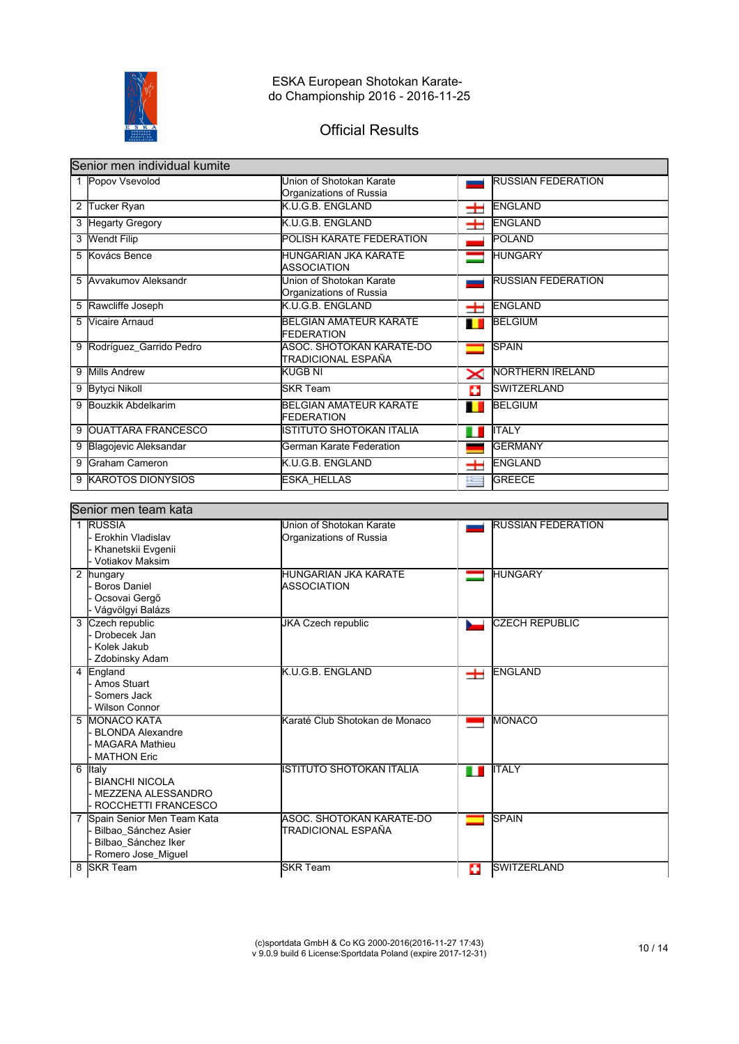ESKA European Shotokan Karate-do Championship 2016 - 2016-11-25

# Official Results

## Senior men individual kumite

| Place | Name | Club | Country |
|---|---|---|---|
| 1 | Popov Vsevolod | Union of Shotokan Karate Organizations of Russia | RUSSIAN FEDERATION |
| 2 | Tucker Ryan | K.U.G.B. ENGLAND | ENGLAND |
| 3 | Hegarty Gregory | K.U.G.B. ENGLAND | ENGLAND |
| 3 | Wendt Filip | POLISH KARATE FEDERATION | POLAND |
| 5 | Kovács Bence | HUNGARIAN JKA KARATE ASSOCIATION | HUNGARY |
| 5 | Avvakumov Aleksandr | Union of Shotokan Karate Organizations of Russia | RUSSIAN FEDERATION |
| 5 | Rawcliffe Joseph | K.U.G.B. ENGLAND | ENGLAND |
| 5 | Vicaire Arnaud | BELGIAN AMATEUR KARATE FEDERATION | BELGIUM |
| 9 | Rodríguez_Garrido Pedro | ASOC. SHOTOKAN KARATE-DO TRADICIONAL ESPAÑA | SPAIN |
| 9 | Mills Andrew | KUGB NI | NORTHERN IRELAND |
| 9 | Bytyci Nikoll | SKR Team | SWITZERLAND |
| 9 | Bouzkik Abdelkarim | BELGIAN AMATEUR KARATE FEDERATION | BELGIUM |
| 9 | OUATTARA FRANCESCO | ISTITUTO SHOTOKAN ITALIA | ITALY |
| 9 | Blagojevic Aleksandar | German Karate Federation | GERMANY |
| 9 | Graham Cameron | K.U.G.B. ENGLAND | ENGLAND |
| 9 | KAROTOS DIONYSIOS | ESKA_HELLAS | GREECE |

## Senior men team kata

| Place | Team | Club | Country |
|---|---|---|---|
| 1 | RUSSIA<br>- Erokhin Vladislav<br>- Khanetskii Evgenii<br>- Votiakov Maksim | Union of Shotokan Karate Organizations of Russia | RUSSIAN FEDERATION |
| 2 | hungary<br>- Boros Daniel<br>- Ocsovai Gergő<br>- Vágvölgyi Balázs | HUNGARIAN JKA KARATE ASSOCIATION | HUNGARY |
| 3 | Czech republic<br>- Drobecek Jan<br>- Kolek Jakub<br>- Zdobinsky Adam | JKA Czech republic | CZECH REPUBLIC |
| 4 | England<br>- Amos Stuart<br>- Somers Jack<br>- Wilson Connor | K.U.G.B. ENGLAND | ENGLAND |
| 5 | MONACO KATA<br>- BLONDA Alexandre<br>- MAGARA Mathieu<br>- MATHON Eric | Karaté Club Shotokan de Monaco | MONACO |
| 6 | Italy<br>- BIANCHI NICOLA<br>- MEZZENA ALESSANDRO<br>- ROCCHETTI FRANCESCO | ISTITUTO SHOTOKAN ITALIA | ITALY |
| 7 | Spain Senior Men Team Kata<br>- Bilbao_Sánchez Asier<br>- Bilbao_Sánchez Iker<br>- Romero Jose_Miguel | ASOC. SHOTOKAN KARATE-DO TRADICIONAL ESPAÑA | SPAIN |
| 8 | SKR Team | SKR Team | SWITZERLAND |

(c)sportdata GmbH & Co KG 2000-2016(2016-11-27 17:43)
v 9.0.9 build 6 License:Sportdata Poland (expire 2017-12-31)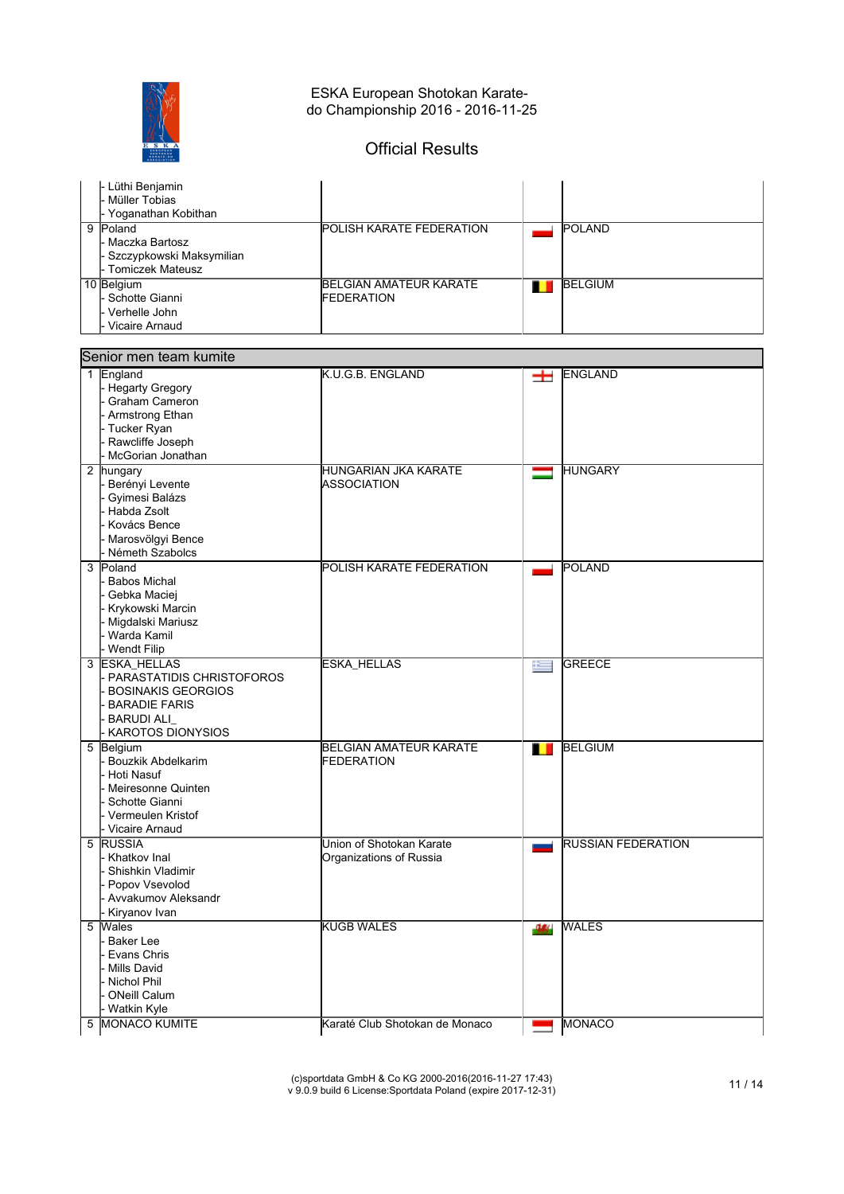# ESKA European Shotokan Karate-do Championship 2016 - 2016-11-25

## Official Results

| | | | | |
|---|---|---|---|---|
| | - Lüthi Benjamin<br>- Müller Tobias<br>- Yoganathan Kobithan | | | |
| 9 | Poland<br>- Maczka Bartosz<br>- Szczypkowski Maksymilian<br>- Tomiczek Mateusz | POLISH KARATE FEDERATION | | POLAND |
| 10 | Belgium<br>- Schotte Gianni<br>- Verhelle John<br>- Vicaire Arnaud | BELGIAN AMATEUR KARATE FEDERATION | | BELGIUM |

### Senior men team kumite

| | | | | |
|---|---|---|---|---|
| 1 | England<br>- Hegarty Gregory<br>- Graham Cameron<br>- Armstrong Ethan<br>- Tucker Ryan<br>- Rawcliffe Joseph<br>- McGorian Jonathan | K.U.G.B. ENGLAND | | ENGLAND |
| 2 | hungary<br>- Berényi Levente<br>- Gyimesi Balázs<br>- Habda Zsolt<br>- Kovács Bence<br>- Marosvölgyi Bence<br>- Németh Szabolcs | HUNGARIAN JKA KARATE ASSOCIATION | | HUNGARY |
| 3 | Poland<br>- Babos Michal<br>- Gebka Maciej<br>- Krykowski Marcin<br>- Migdalski Mariusz<br>- Warda Kamil<br>- Wendt Filip | POLISH KARATE FEDERATION | | POLAND |
| 3 | ESKA_HELLAS<br>- PARASTATIDIS CHRISTOFOROS<br>- BOSINAKIS GEORGIOS<br>- BARADIE FARIS<br>- BARUDI ALI_<br>- KAROTOS DIONYSIOS | ESKA_HELLAS | | GREECE |
| 5 | Belgium<br>- Bouzkik Abdelkarim<br>- Hoti Nasuf<br>- Meiresonne Quinten<br>- Schotte Gianni<br>- Vermeulen Kristof<br>- Vicaire Arnaud | BELGIAN AMATEUR KARATE FEDERATION | | BELGIUM |
| 5 | RUSSIA<br>- Khatkov Inal<br>- Shishkin Vladimir<br>- Popov Vsevolod<br>- Avvakumov Aleksandr<br>- Kiryanov Ivan | Union of Shotokan Karate Organizations of Russia | | RUSSIAN FEDERATION |
| 5 | Wales<br>- Baker Lee<br>- Evans Chris<br>- Mills David<br>- Nichol Phil<br>- ONeill Calum<br>- Watkin Kyle | KUGB WALES | | WALES |
| 5 | MONACO KUMITE | Karaté Club Shotokan de Monaco | | MONACO |

(c)sportdata GmbH & Co KG 2000-2016(2016-11-27 17:43)
v 9.0.9 build 6 License:Sportdata Poland (expire 2017-12-31)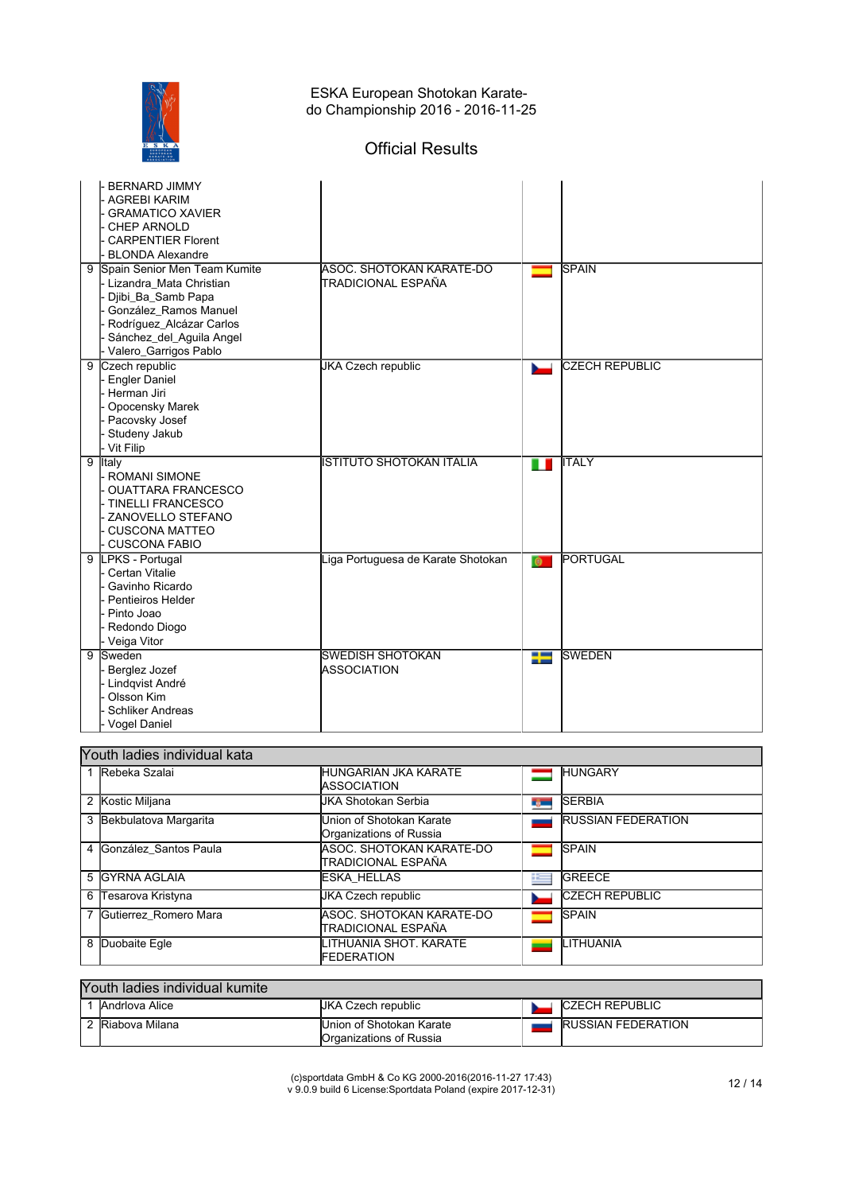# ESKA European Shotokan Karate-do Championship 2016 - 2016-11-25

## Official Results

| Place | Name | Club | Flag | Country |
|---|---|---|---|---|
| | - BERNARD JIMMY<br>- AGREBI KARIM<br>- GRAMATICO XAVIER<br>- CHEP ARNOLD<br>- CARPENTIER Florent<br>- BLONDA Alexandre | | | |
| 9 | Spain Senior Men Team Kumite<br>- Lizandra_Mata Christian<br>- Djibi_Ba_Samb Papa<br>- González_Ramos Manuel<br>- Rodríguez_Alcázar Carlos<br>- Sánchez_del_Aguila Angel<br>- Valero_Garrigos Pablo | ASOC. SHOTOKAN KARATE-DO TRADICIONAL ESPAÑA | | SPAIN |
| 9 | Czech republic<br>- Engler Daniel<br>- Herman Jiri<br>- Opocensky Marek<br>- Pacovsky Josef<br>- Studeny Jakub<br>- Vit Filip | JKA Czech republic | | CZECH REPUBLIC |
| 9 | Italy<br>- ROMANI SIMONE<br>- OUATTARA FRANCESCO<br>- TINELLI FRANCESCO<br>- ZANOVELLO STEFANO<br>- CUSCONA MATTEO<br>- CUSCONA FABIO | ISTITUTO SHOTOKAN ITALIA | | ITALY |
| 9 | LPKS - Portugal<br>- Certan Vitalie<br>- Gavinho Ricardo<br>- Pentieiros Helder<br>- Pinto Joao<br>- Redondo Diogo<br>- Veiga Vitor | Liga Portuguesa de Karate Shotokan | | PORTUGAL |
| 9 | Sweden<br>- Berglez Jozef<br>- Lindqvist André<br>- Olsson Kim<br>- Schliker Andreas<br>- Vogel Daniel | SWEDISH SHOTOKAN ASSOCIATION | | SWEDEN |

### Youth ladies individual kata

| Place | Name | Club | Flag | Country |
|---|---|---|---|---|
| 1 | Rebeka Szalai | HUNGARIAN JKA KARATE ASSOCIATION | | HUNGARY |
| 2 | Kostic Miljana | JKA Shotokan Serbia | | SERBIA |
| 3 | Bekbulatova Margarita | Union of Shotokan Karate Organizations of Russia | | RUSSIAN FEDERATION |
| 4 | González_Santos Paula | ASOC. SHOTOKAN KARATE-DO TRADICIONAL ESPAÑA | | SPAIN |
| 5 | GYRNA AGLAIA | ESKA_HELLAS | | GREECE |
| 6 | Tesarova Kristyna | JKA Czech republic | | CZECH REPUBLIC |
| 7 | Gutierrez_Romero Mara | ASOC. SHOTOKAN KARATE-DO TRADICIONAL ESPAÑA | | SPAIN |
| 8 | Duobaite Egle | LITHUANIA SHOT. KARATE FEDERATION | | LITHUANIA |

### Youth ladies individual kumite

| Place | Name | Club | Flag | Country |
|---|---|---|---|---|
| 1 | Andrlova Alice | JKA Czech republic | | CZECH REPUBLIC |
| 2 | Riabova Milana | Union of Shotokan Karate Organizations of Russia | | RUSSIAN FEDERATION |

(c)sportdata GmbH & Co KG 2000-2016(2016-11-27 17:43)
v 9.0.9 build 6 License:Sportdata Poland (expire 2017-12-31)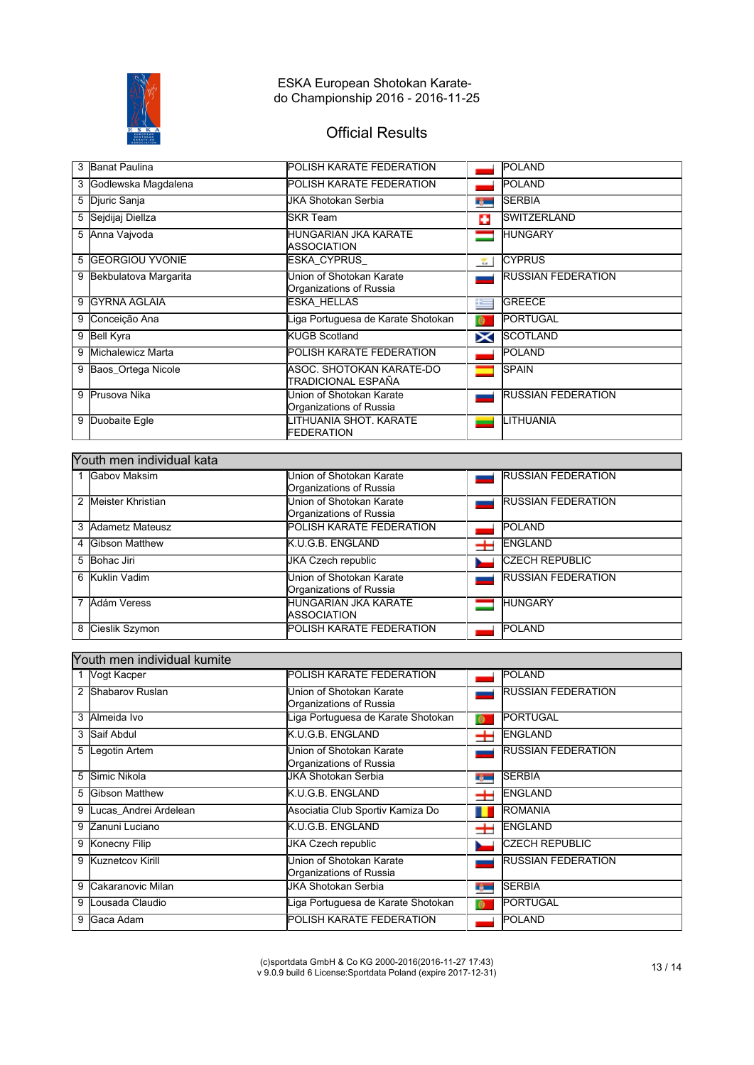# ESKA European Shotokan Karate-do Championship 2016 - 2016-11-25

## Official Results

| | | | |
|---|---|---|---|
| 3 | Banat Paulina | POLISH KARATE FEDERATION | POLAND |
| 3 | Godlewska Magdalena | POLISH KARATE FEDERATION | POLAND |
| 5 | Djuric Sanja | JKA Shotokan Serbia | SERBIA |
| 5 | Sejdijaj Diellza | SKR Team | SWITZERLAND |
| 5 | Anna Vajvoda | HUNGARIAN JKA KARATE ASSOCIATION | HUNGARY |
| 5 | GEORGIOU YVONIE | ESKA_CYPRUS_ | CYPRUS |
| 9 | Bekbulatova Margarita | Union of Shotokan Karate Organizations of Russia | RUSSIAN FEDERATION |
| 9 | GYRNA AGLAIA | ESKA_HELLAS | GREECE |
| 9 | Conceição Ana | Liga Portuguesa de Karate Shotokan | PORTUGAL |
| 9 | Bell Kyra | KUGB Scotland | SCOTLAND |
| 9 | Michalewicz Marta | POLISH KARATE FEDERATION | POLAND |
| 9 | Baos_Ortega Nicole | ASOC. SHOTOKAN KARATE-DO TRADICIONAL ESPAÑA | SPAIN |
| 9 | Prusova Nika | Union of Shotokan Karate Organizations of Russia | RUSSIAN FEDERATION |
| 9 | Duobaite Egle | LITHUANIA SHOT. KARATE FEDERATION | LITHUANIA |

### Youth men individual kata

| | | | |
|---|---|---|---|
| 1 | Gabov Maksim | Union of Shotokan Karate Organizations of Russia | RUSSIAN FEDERATION |
| 2 | Meister Khristian | Union of Shotokan Karate Organizations of Russia | RUSSIAN FEDERATION |
| 3 | Adametz Mateusz | POLISH KARATE FEDERATION | POLAND |
| 4 | Gibson Matthew | K.U.G.B. ENGLAND | ENGLAND |
| 5 | Bohac Jiri | JKA Czech republic | CZECH REPUBLIC |
| 6 | Kuklin Vadim | Union of Shotokan Karate Organizations of Russia | RUSSIAN FEDERATION |
| 7 | Ádám Veress | HUNGARIAN JKA KARATE ASSOCIATION | HUNGARY |
| 8 | Cieslik Szymon | POLISH KARATE FEDERATION | POLAND |

### Youth men individual kumite

| | | | |
|---|---|---|---|
| 1 | Vogt Kacper | POLISH KARATE FEDERATION | POLAND |
| 2 | Shabarov Ruslan | Union of Shotokan Karate Organizations of Russia | RUSSIAN FEDERATION |
| 3 | Almeida Ivo | Liga Portuguesa de Karate Shotokan | PORTUGAL |
| 3 | Saif Abdul | K.U.G.B. ENGLAND | ENGLAND |
| 5 | Legotin Artem | Union of Shotokan Karate Organizations of Russia | RUSSIAN FEDERATION |
| 5 | Simic Nikola | JKA Shotokan Serbia | SERBIA |
| 5 | Gibson Matthew | K.U.G.B. ENGLAND | ENGLAND |
| 9 | Lucas_Andrei Ardelean | Asociatia Club Sportiv Kamiza Do | ROMANIA |
| 9 | Zanuni Luciano | K.U.G.B. ENGLAND | ENGLAND |
| 9 | Konecny Filip | JKA Czech republic | CZECH REPUBLIC |
| 9 | Kuznetcov Kirill | Union of Shotokan Karate Organizations of Russia | RUSSIAN FEDERATION |
| 9 | Cakaranovic Milan | JKA Shotokan Serbia | SERBIA |
| 9 | Lousada Claudio | Liga Portuguesa de Karate Shotokan | PORTUGAL |
| 9 | Gaca Adam | POLISH KARATE FEDERATION | POLAND |

(c)sportdata GmbH & Co KG 2000-2016(2016-11-27 17:43)
v 9.0.9 build 6 License:Sportdata Poland (expire 2017-12-31)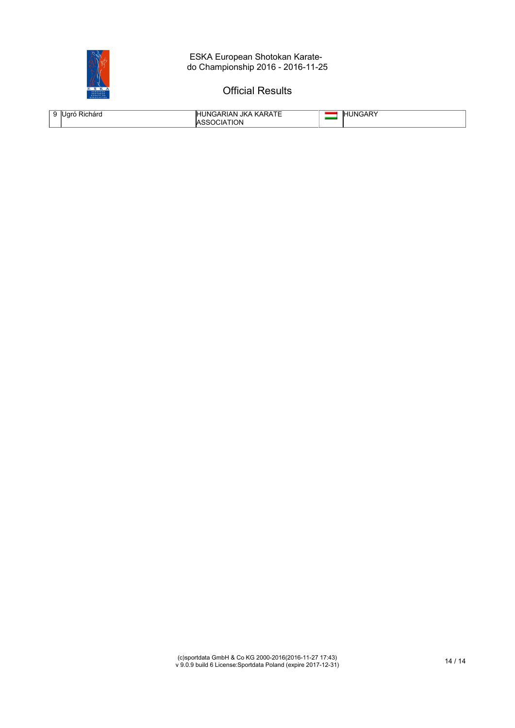ESKA European Shotokan Karate-do Championship 2016 - 2016-11-25

## Official Results

| | | | | |
|---|---|---|---|---|
| 9 | Ugró Richárd | HUNGARIAN JKA KARATE ASSOCIATION | | HUNGARY |

(c)sportdata GmbH & Co KG 2000-2016(2016-11-27 17:43)
v 9.0.9 build 6 License:Sportdata Poland (expire 2017-12-31)